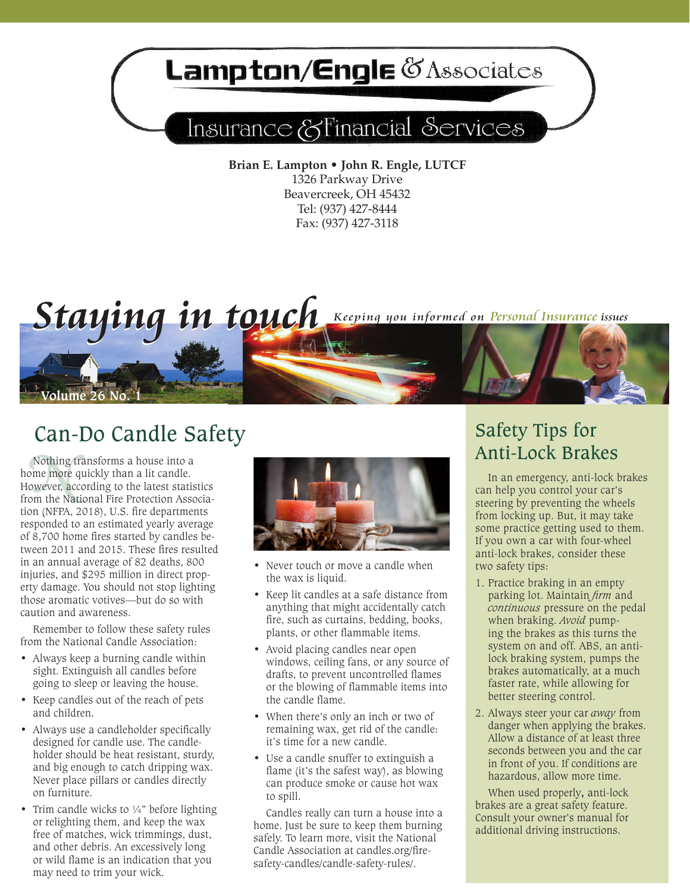# Lampton/Engle & Associates

## Insurance & Financial Services

**Brian E. Lampton • John R. Engle, LUTCF**
1326 Parkway Drive
Beavercreek, OH 45432
Tel: (937) 427-8444
Fax: (937) 427-3118

# Staying in touch

*Keeping you informed on Personal Insurance issues*

Volume 26 No. 1

## Can-Do Candle Safety

Nothing transforms a house into a home more quickly than a lit candle. However, according to the latest statistics from the National Fire Protection Association (NFPA, 2018), U.S. fire departments responded to an estimated yearly average of 8,700 home fires started by candles between 2011 and 2015. These fires resulted in an annual average of 82 deaths, 800 injuries, and $295 million in direct property damage. You should not stop lighting those aromatic votives—but do so with caution and awareness.

Remember to follow these safety rules from the National Candle Association:

- Always keep a burning candle within sight. Extinguish all candles before going to sleep or leaving the house.
- Keep candles out of the reach of pets and children.
- Always use a candleholder specifically designed for candle use. The candleholder should be heat resistant, sturdy, and big enough to catch dripping wax. Never place pillars or candles directly on furniture.
- Trim candle wicks to ¼" before lighting or relighting them, and keep the wax free of matches, wick trimmings, dust, and other debris. An excessively long or wild flame is an indication that you may need to trim your wick.
- Never touch or move a candle when the wax is liquid.
- Keep lit candles at a safe distance from anything that might accidentally catch fire, such as curtains, bedding, books, plants, or other flammable items.
- Avoid placing candles near open windows, ceiling fans, or any source of drafts, to prevent uncontrolled flames or the blowing of flammable items into the candle flame.
- When there's only an inch or two of remaining wax, get rid of the candle: it's time for a new candle.
- Use a candle snuffer to extinguish a flame (it's the safest way), as blowing can produce smoke or cause hot wax to spill.

Candles really can turn a house into a home. Just be sure to keep them burning safely. To learn more, visit the National Candle Association at candles.org/fire-safety-candles/candle-safety-rules/.

## Safety Tips for Anti-Lock Brakes

In an emergency, anti-lock brakes can help you control your car's steering by preventing the wheels from locking up. But, it may take some practice getting used to them. If you own a car with four-wheel anti-lock brakes, consider these two safety tips:

1. Practice braking in an empty parking lot. Maintain *firm* and *continuous* pressure on the pedal when braking. *Avoid* pumping the brakes as this turns the system on and off. ABS, an anti-lock braking system, pumps the brakes automatically, at a much faster rate, while allowing for better steering control.
2. Always steer your car *away* from danger when applying the brakes. Allow a distance of at least three seconds between you and the car in front of you. If conditions are hazardous, allow more time.

When used properly, anti-lock brakes are a great safety feature. Consult your owner's manual for additional driving instructions.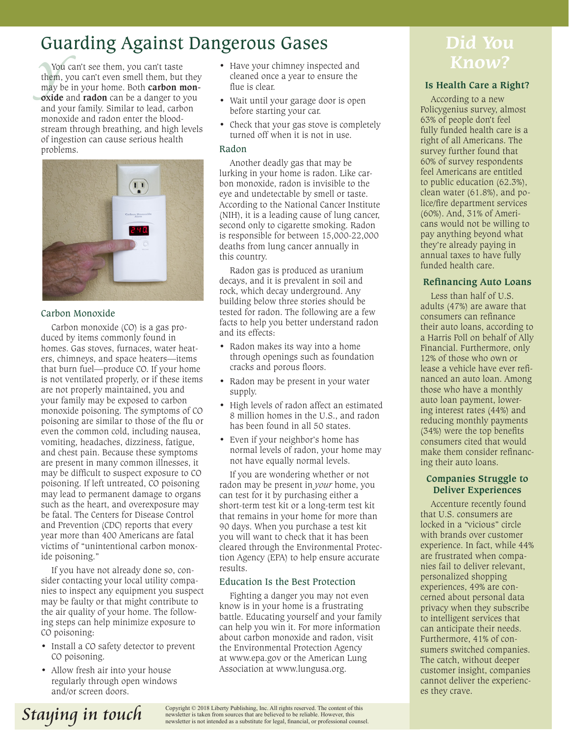# Guarding Against Dangerous Gases

You can't see them, you can't taste them, you can't even smell them, but they may be in your home. Both **carbon monoxide** and **radon** can be a danger to you and your family. Similar to lead, carbon monoxide and radon enter the bloodstream through breathing, and high levels of ingestion can cause serious health problems.

## Carbon Monoxide

Carbon monoxide (CO) is a gas produced by items commonly found in homes. Gas stoves, furnaces, water heaters, chimneys, and space heaters—items that burn fuel—produce CO. If your home is not ventilated properly, or if these items are not properly maintained, you and your family may be exposed to carbon monoxide poisoning. The symptoms of CO poisoning are similar to those of the flu or even the common cold, including nausea, vomiting, headaches, dizziness, fatigue, and chest pain. Because these symptoms are present in many common illnesses, it may be difficult to suspect exposure to CO poisoning. If left untreated, CO poisoning may lead to permanent damage to organs such as the heart, and overexposure may be fatal. The Centers for Disease Control and Prevention (CDC) reports that every year more than 400 Americans are fatal victims of "unintentional carbon monoxide poisoning."

If you have not already done so, consider contacting your local utility companies to inspect any equipment you suspect may be faulty or that might contribute to the air quality of your home. The following steps can help minimize exposure to CO poisoning:

- Install a CO safety detector to prevent CO poisoning.
- Allow fresh air into your house regularly through open windows and/or screen doors.
- Have your chimney inspected and cleaned once a year to ensure the flue is clear.
- Wait until your garage door is open before starting your car.
- Check that your gas stove is completely turned off when it is not in use.

## Radon

Another deadly gas that may be lurking in your home is radon. Like carbon monoxide, radon is invisible to the eye and undetectable by smell or taste. According to the National Cancer Institute (NIH), it is a leading cause of lung cancer, second only to cigarette smoking. Radon is responsible for between 15,000-22,000 deaths from lung cancer annually in this country.

Radon gas is produced as uranium decays, and it is prevalent in soil and rock, which decay underground. Any building below three stories should be tested for radon. The following are a few facts to help you better understand radon and its effects:

- Radon makes its way into a home through openings such as foundation cracks and porous floors.
- Radon may be present in your water supply.
- High levels of radon affect an estimated 8 million homes in the U.S., and radon has been found in all 50 states.
- Even if your neighbor's home has normal levels of radon, your home may not have equally normal levels.

If you are wondering whether or not radon may be present in *your* home, you can test for it by purchasing either a short-term test kit or a long-term test kit that remains in your home for more than 90 days. When you purchase a test kit you will want to check that it has been cleared through the Environmental Protection Agency (EPA) to help ensure accurate results.

## Education Is the Best Protection

Fighting a danger you may not even know is in your home is a frustrating battle. Educating yourself and your family can help you win it. For more information about carbon monoxide and radon, visit the Environmental Protection Agency at www.epa.gov or the American Lung Association at www.lungusa.org.

# *Did You Know?*

### Is Health Care a Right?

According to a new Policygenius survey, almost 63% of people don't feel fully funded health care is a right of all Americans. The survey further found that 60% of survey respondents feel Americans are entitled to public education (62.3%), clean water (61.8%), and police/fire department services (60%). And, 31% of Americans would not be willing to pay anything beyond what they're already paying in annual taxes to have fully funded health care.

### Refinancing Auto Loans

Less than half of U.S. adults (47%) are aware that consumers can refinance their auto loans, according to a Harris Poll on behalf of Ally Financial. Furthermore, only 12% of those who own or lease a vehicle have ever refinanced an auto loan. Among those who have a monthly auto loan payment, lowering interest rates (44%) and reducing monthly payments (34%) were the top benefits consumers cited that would make them consider refinancing their auto loans.

### Companies Struggle to Deliver Experiences

Accenture recently found that U.S. consumers are locked in a "vicious" circle with brands over customer experience. In fact, while 44% are frustrated when companies fail to deliver relevant, personalized shopping experiences, 49% are concerned about personal data privacy when they subscribe to intelligent services that can anticipate their needs. Furthermore, 41% of consumers switched companies. The catch, without deeper customer insight, companies cannot deliver the experiences they crave.

Copyright © 2018 Liberty Publishing, Inc. All rights reserved. The content of this newsletter is taken from sources that are believed to be reliable. However, this newsletter is not intended as a substitute for legal, financial, or professional counsel.